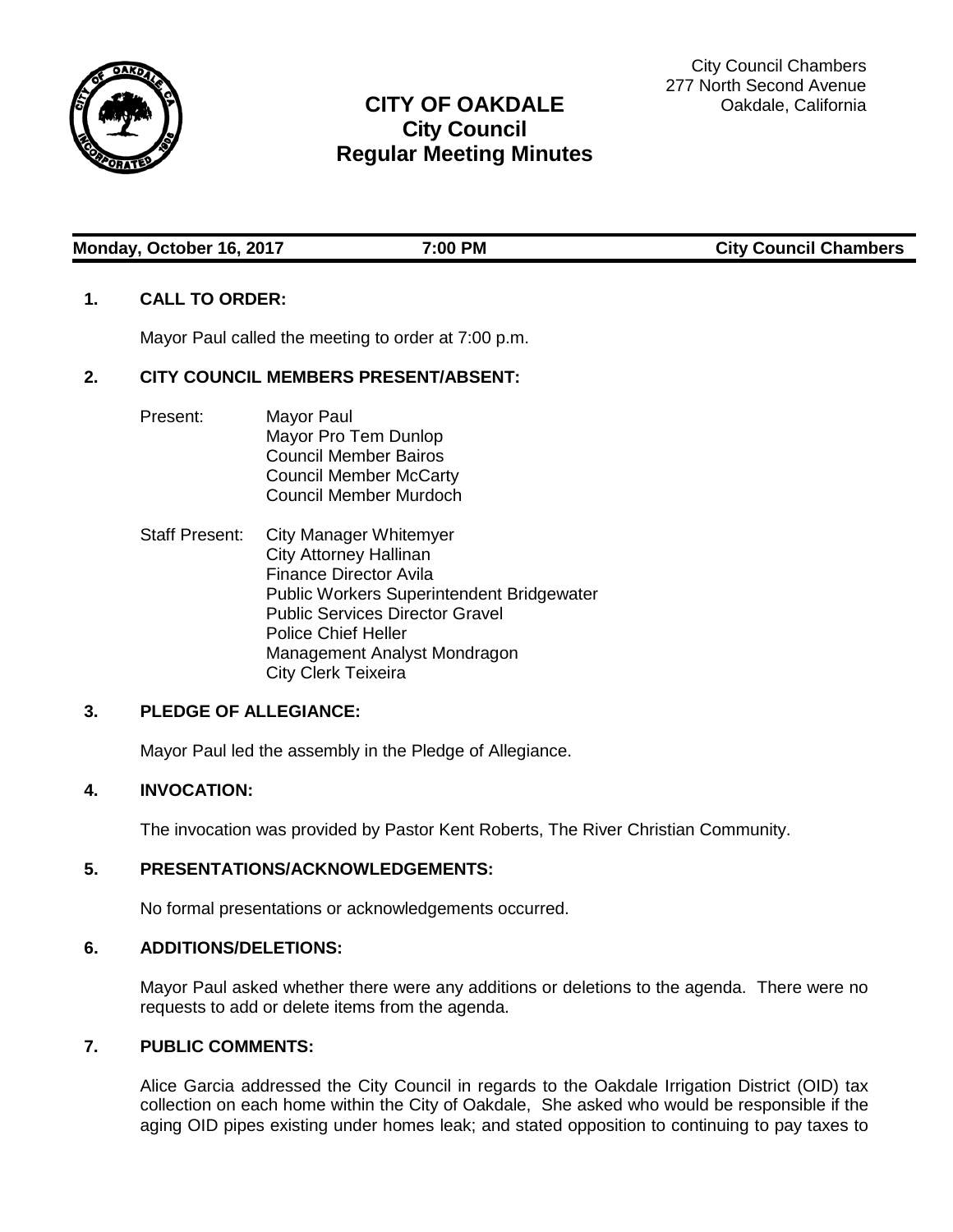City Council Chambers
277 North Second Avenue
Oakdale, California

# CITY OF OAKDALE
## City Council
## Regular Meeting Minutes

**Monday, October 16, 2017** **7:00 PM** **City Council Chambers**

**1. CALL TO ORDER:**

Mayor Paul called the meeting to order at 7:00 p.m.

**2. CITY COUNCIL MEMBERS PRESENT/ABSENT:**

Present:
- Mayor Paul
- Mayor Pro Tem Dunlop
- Council Member Bairos
- Council Member McCarty
- Council Member Murdoch

Staff Present:
- City Manager Whitemyer
- City Attorney Hallinan
- Finance Director Avila
- Public Workers Superintendent Bridgewater
- Public Services Director Gravel
- Police Chief Heller
- Management Analyst Mondragon
- City Clerk Teixeira

**3. PLEDGE OF ALLEGIANCE:**

Mayor Paul led the assembly in the Pledge of Allegiance.

**4. INVOCATION:**

The invocation was provided by Pastor Kent Roberts, The River Christian Community.

**5. PRESENTATIONS/ACKNOWLEDGEMENTS:**

No formal presentations or acknowledgements occurred.

**6. ADDITIONS/DELETIONS:**

Mayor Paul asked whether there were any additions or deletions to the agenda. There were no requests to add or delete items from the agenda.

**7. PUBLIC COMMENTS:**

Alice Garcia addressed the City Council in regards to the Oakdale Irrigation District (OID) tax collection on each home within the City of Oakdale, She asked who would be responsible if the aging OID pipes existing under homes leak; and stated opposition to continuing to pay taxes to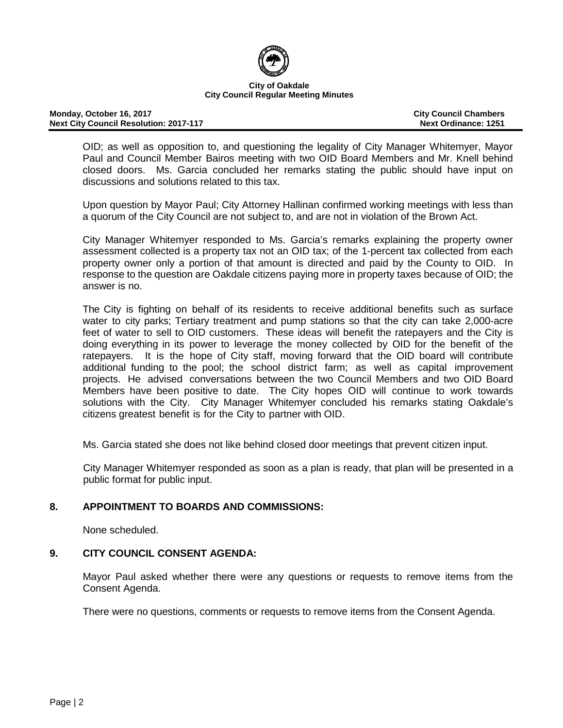OID; as well as opposition to, and questioning the legality of City Manager Whitemyer, Mayor Paul and Council Member Bairos meeting with two OID Board Members and Mr. Knell behind closed doors. Ms. Garcia concluded her remarks stating the public should have input on discussions and solutions related to this tax.

Upon question by Mayor Paul; City Attorney Hallinan confirmed working meetings with less than a quorum of the City Council are not subject to, and are not in violation of the Brown Act.

City Manager Whitemyer responded to Ms. Garcia's remarks explaining the property owner assessment collected is a property tax not an OID tax; of the 1-percent tax collected from each property owner only a portion of that amount is directed and paid by the County to OID. In response to the question are Oakdale citizens paying more in property taxes because of OID; the answer is no.

The City is fighting on behalf of its residents to receive additional benefits such as surface water to city parks; Tertiary treatment and pump stations so that the city can take 2,000-acre feet of water to sell to OID customers. These ideas will benefit the ratepayers and the City is doing everything in its power to leverage the money collected by OID for the benefit of the ratepayers. It is the hope of City staff, moving forward that the OID board will contribute additional funding to the pool; the school district farm; as well as capital improvement projects. He advised conversations between the two Council Members and two OID Board Members have been positive to date. The City hopes OID will continue to work towards solutions with the City. City Manager Whitemyer concluded his remarks stating Oakdale's citizens greatest benefit is for the City to partner with OID.

Ms. Garcia stated she does not like behind closed door meetings that prevent citizen input.

City Manager Whitemyer responded as soon as a plan is ready, that plan will be presented in a public format for public input.

## 8. APPOINTMENT TO BOARDS AND COMMISSIONS:

None scheduled.

## 9. CITY COUNCIL CONSENT AGENDA:

Mayor Paul asked whether there were any questions or requests to remove items from the Consent Agenda.

There were no questions, comments or requests to remove items from the Consent Agenda.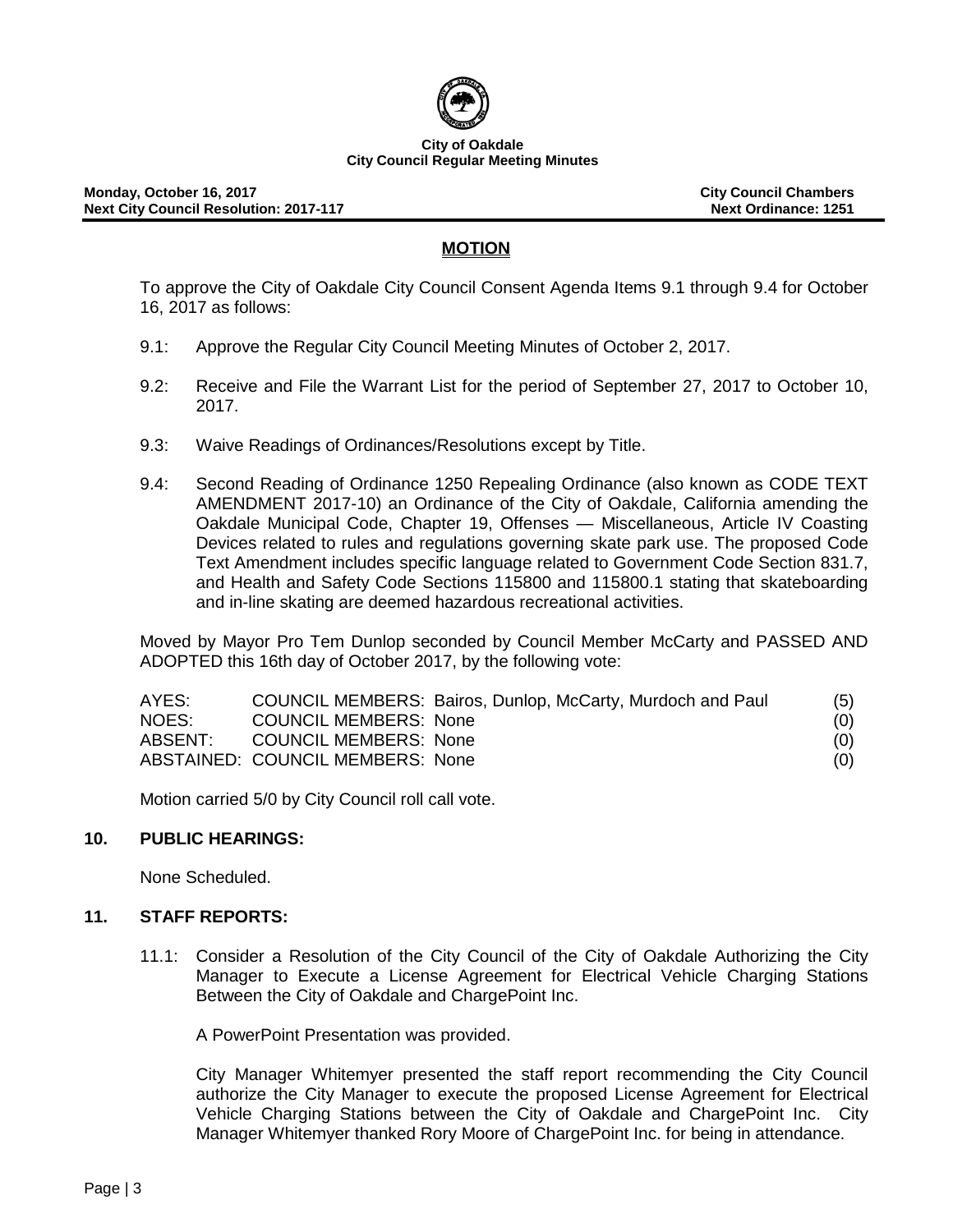**City of Oakdale**
**City Council Regular Meeting Minutes**

**Monday, October 16, 2017** | **City Council Chambers**
**Next City Council Resolution: 2017-117** | **Next Ordinance: 1251**

## MOTION

To approve the City of Oakdale City Council Consent Agenda Items 9.1 through 9.4 for October 16, 2017 as follows:

9.1: Approve the Regular City Council Meeting Minutes of October 2, 2017.

9.2: Receive and File the Warrant List for the period of September 27, 2017 to October 10, 2017.

9.3: Waive Readings of Ordinances/Resolutions except by Title.

9.4: Second Reading of Ordinance 1250 Repealing Ordinance (also known as CODE TEXT AMENDMENT 2017-10) an Ordinance of the City of Oakdale, California amending the Oakdale Municipal Code, Chapter 19, Offenses — Miscellaneous, Article IV Coasting Devices related to rules and regulations governing skate park use. The proposed Code Text Amendment includes specific language related to Government Code Section 831.7, and Health and Safety Code Sections 115800 and 115800.1 stating that skateboarding and in-line skating are deemed hazardous recreational activities.

Moved by Mayor Pro Tem Dunlop seconded by Council Member McCarty and PASSED AND ADOPTED this 16th day of October 2017, by the following vote:

| | | |
|---|---|---|
| AYES: | COUNCIL MEMBERS: Bairos, Dunlop, McCarty, Murdoch and Paul | (5) |
| NOES: | COUNCIL MEMBERS: None | (0) |
| ABSENT: | COUNCIL MEMBERS: None | (0) |
| ABSTAINED: | COUNCIL MEMBERS: None | (0) |

Motion carried 5/0 by City Council roll call vote.

### 10. PUBLIC HEARINGS:

None Scheduled.

### 11. STAFF REPORTS:

11.1: Consider a Resolution of the City Council of the City of Oakdale Authorizing the City Manager to Execute a License Agreement for Electrical Vehicle Charging Stations Between the City of Oakdale and ChargePoint Inc.

A PowerPoint Presentation was provided.

City Manager Whitemyer presented the staff report recommending the City Council authorize the City Manager to execute the proposed License Agreement for Electrical Vehicle Charging Stations between the City of Oakdale and ChargePoint Inc. City Manager Whitemyer thanked Rory Moore of ChargePoint Inc. for being in attendance.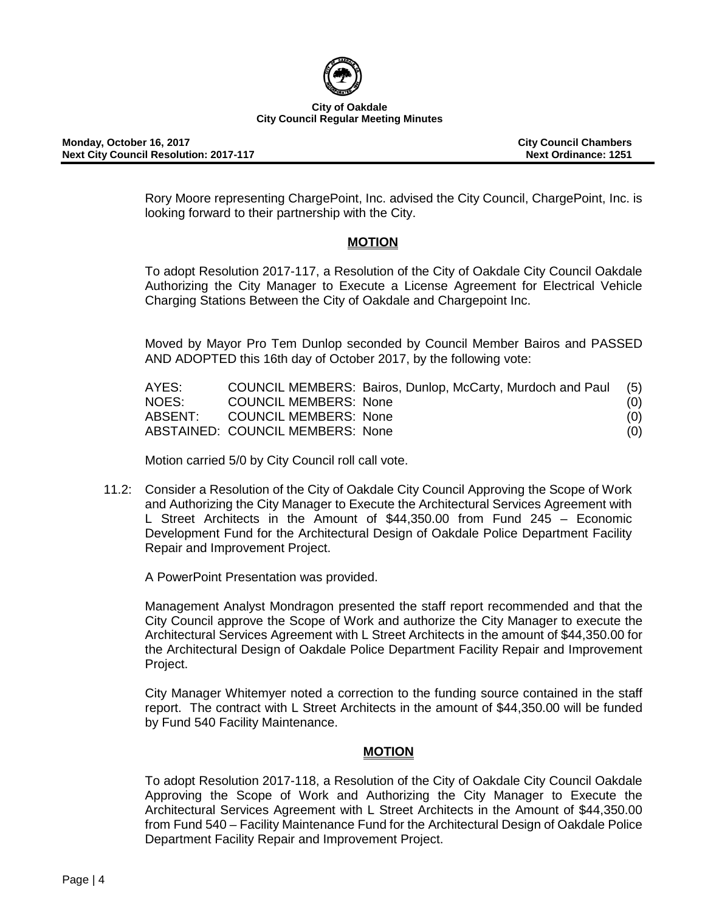Rory Moore representing ChargePoint, Inc. advised the City Council, ChargePoint, Inc. is looking forward to their partnership with the City.

**MOTION**

To adopt Resolution 2017-117, a Resolution of the City of Oakdale City Council Oakdale Authorizing the City Manager to Execute a License Agreement for Electrical Vehicle Charging Stations Between the City of Oakdale and Chargepoint Inc.

Moved by Mayor Pro Tem Dunlop seconded by Council Member Bairos and PASSED AND ADOPTED this 16th day of October 2017, by the following vote:

| | | |
|---|---|---|
| AYES: | COUNCIL MEMBERS: Bairos, Dunlop, McCarty, Murdoch and Paul | (5) |
| NOES: | COUNCIL MEMBERS: None | (0) |
| ABSENT: | COUNCIL MEMBERS: None | (0) |
| ABSTAINED: | COUNCIL MEMBERS: None | (0) |

Motion carried 5/0 by City Council roll call vote.

11.2: Consider a Resolution of the City of Oakdale City Council Approving the Scope of Work and Authorizing the City Manager to Execute the Architectural Services Agreement with L Street Architects in the Amount of $44,350.00 from Fund 245 – Economic Development Fund for the Architectural Design of Oakdale Police Department Facility Repair and Improvement Project.

A PowerPoint Presentation was provided.

Management Analyst Mondragon presented the staff report recommended and that the City Council approve the Scope of Work and authorize the City Manager to execute the Architectural Services Agreement with L Street Architects in the amount of $44,350.00 for the Architectural Design of Oakdale Police Department Facility Repair and Improvement Project.

City Manager Whitemyer noted a correction to the funding source contained in the staff report. The contract with L Street Architects in the amount of $44,350.00 will be funded by Fund 540 Facility Maintenance.

**MOTION**

To adopt Resolution 2017-118, a Resolution of the City of Oakdale City Council Oakdale Approving the Scope of Work and Authorizing the City Manager to Execute the Architectural Services Agreement with L Street Architects in the Amount of $44,350.00 from Fund 540 – Facility Maintenance Fund for the Architectural Design of Oakdale Police Department Facility Repair and Improvement Project.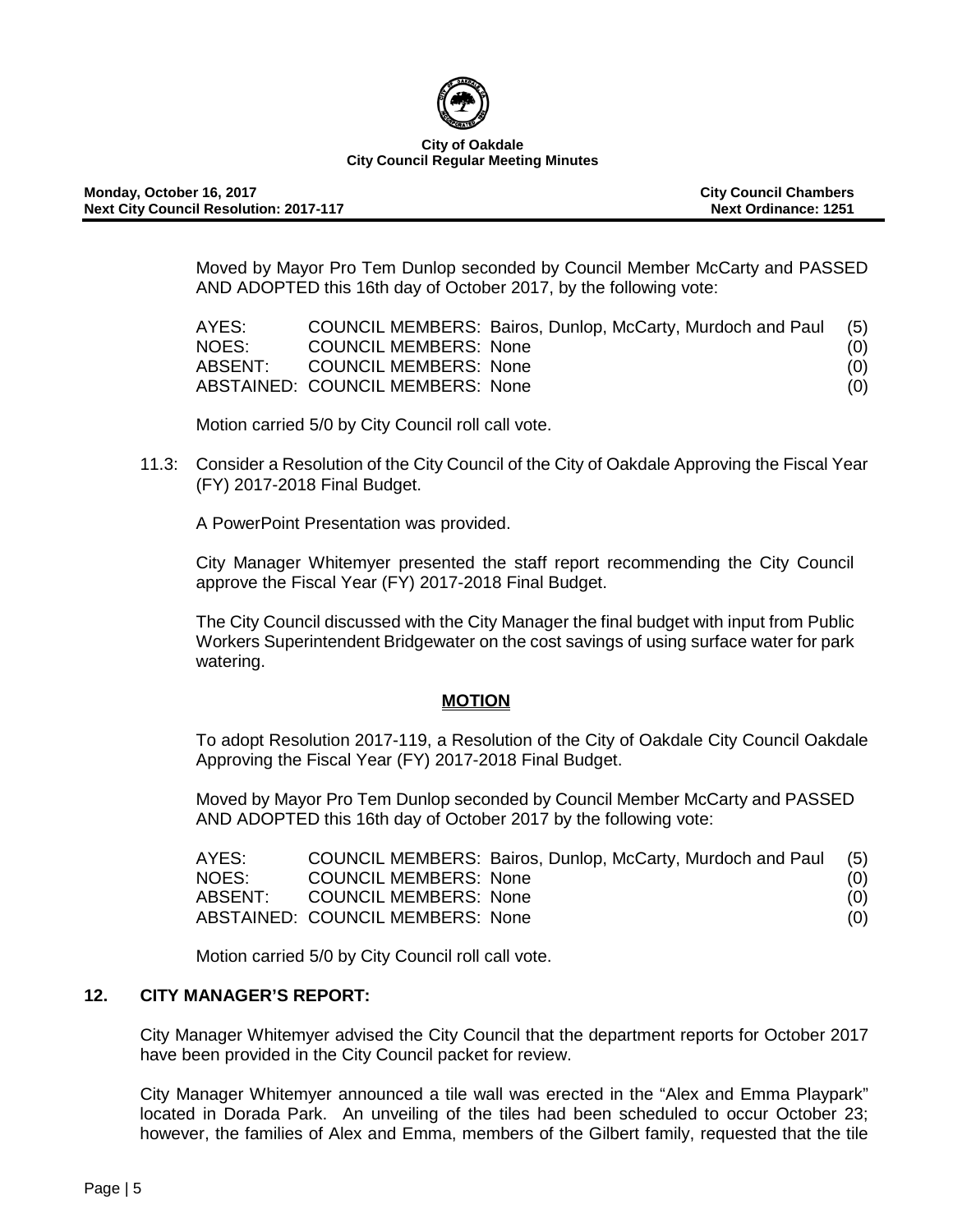Moved by Mayor Pro Tem Dunlop seconded by Council Member McCarty and PASSED AND ADOPTED this 16th day of October 2017, by the following vote:

| | | |
|---|---|---|
| AYES: | COUNCIL MEMBERS: Bairos, Dunlop, McCarty, Murdoch and Paul | (5) |
| NOES: | COUNCIL MEMBERS: None | (0) |
| ABSENT: | COUNCIL MEMBERS: None | (0) |
| ABSTAINED: | COUNCIL MEMBERS: None | (0) |

Motion carried 5/0 by City Council roll call vote.

11.3: Consider a Resolution of the City Council of the City of Oakdale Approving the Fiscal Year (FY) 2017-2018 Final Budget.

A PowerPoint Presentation was provided.

City Manager Whitemyer presented the staff report recommending the City Council approve the Fiscal Year (FY) 2017-2018 Final Budget.

The City Council discussed with the City Manager the final budget with input from Public Workers Superintendent Bridgewater on the cost savings of using surface water for park watering.

**MOTION**

To adopt Resolution 2017-119, a Resolution of the City of Oakdale City Council Oakdale Approving the Fiscal Year (FY) 2017-2018 Final Budget.

Moved by Mayor Pro Tem Dunlop seconded by Council Member McCarty and PASSED AND ADOPTED this 16th day of October 2017 by the following vote:

| | | |
|---|---|---|
| AYES: | COUNCIL MEMBERS: Bairos, Dunlop, McCarty, Murdoch and Paul | (5) |
| NOES: | COUNCIL MEMBERS: None | (0) |
| ABSENT: | COUNCIL MEMBERS: None | (0) |
| ABSTAINED: | COUNCIL MEMBERS: None | (0) |

Motion carried 5/0 by City Council roll call vote.

## 12. CITY MANAGER'S REPORT:

City Manager Whitemyer advised the City Council that the department reports for October 2017 have been provided in the City Council packet for review.

City Manager Whitemyer announced a tile wall was erected in the "Alex and Emma Playpark" located in Dorada Park. An unveiling of the tiles had been scheduled to occur October 23; however, the families of Alex and Emma, members of the Gilbert family, requested that the tile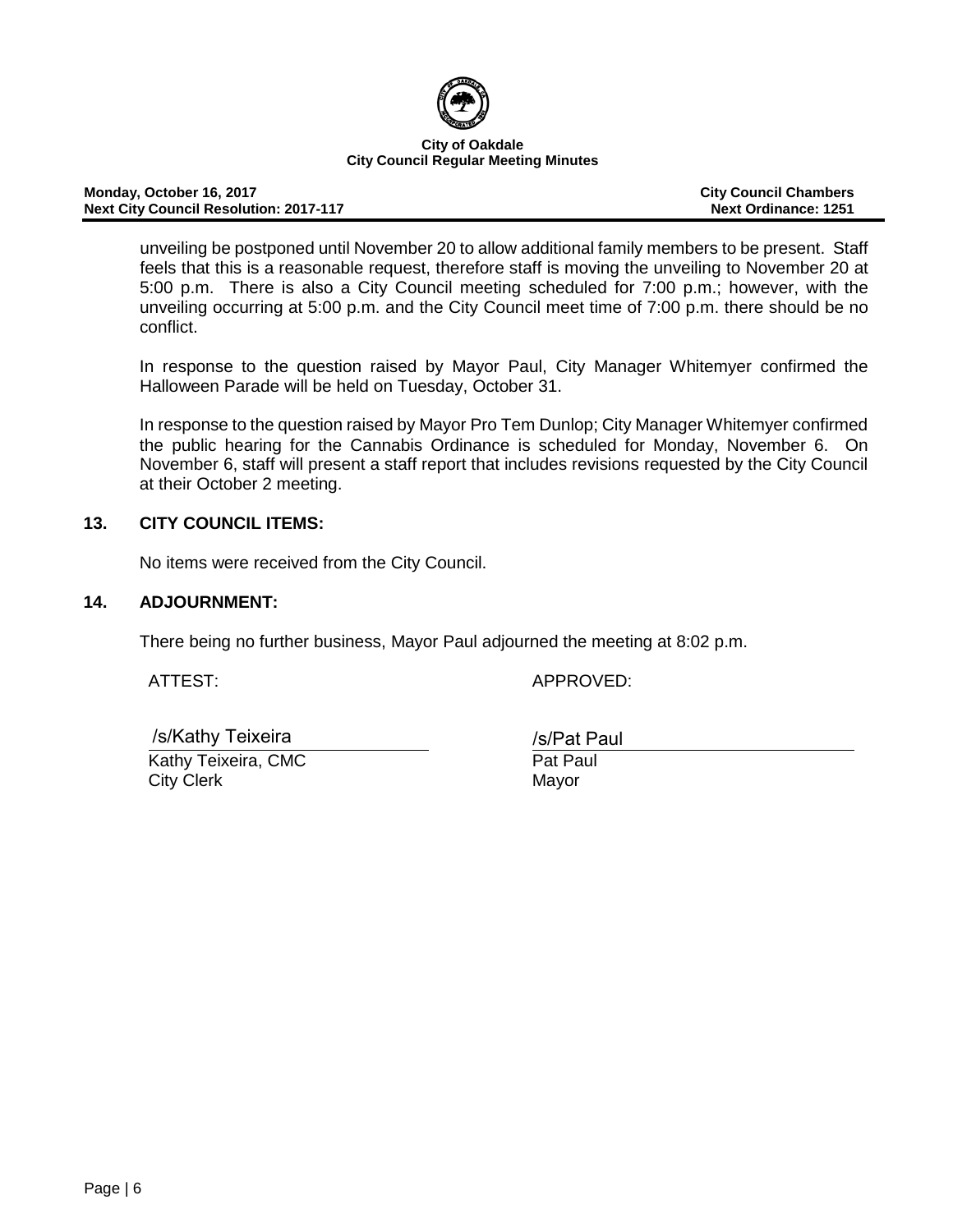unveiling be postponed until November 20 to allow additional family members to be present. Staff feels that this is a reasonable request, therefore staff is moving the unveiling to November 20 at 5:00 p.m. There is also a City Council meeting scheduled for 7:00 p.m.; however, with the unveiling occurring at 5:00 p.m. and the City Council meet time of 7:00 p.m. there should be no conflict.

In response to the question raised by Mayor Paul, City Manager Whitemyer confirmed the Halloween Parade will be held on Tuesday, October 31.

In response to the question raised by Mayor Pro Tem Dunlop; City Manager Whitemyer confirmed the public hearing for the Cannabis Ordinance is scheduled for Monday, November 6. On November 6, staff will present a staff report that includes revisions requested by the City Council at their October 2 meeting.

## 13. CITY COUNCIL ITEMS:

No items were received from the City Council.

## 14. ADJOURNMENT:

There being no further business, Mayor Paul adjourned the meeting at 8:02 p.m.

ATTEST:

/s/Kathy Teixeira
Kathy Teixeira, CMC
City Clerk

APPROVED:

/s/Pat Paul
Pat Paul
Mayor